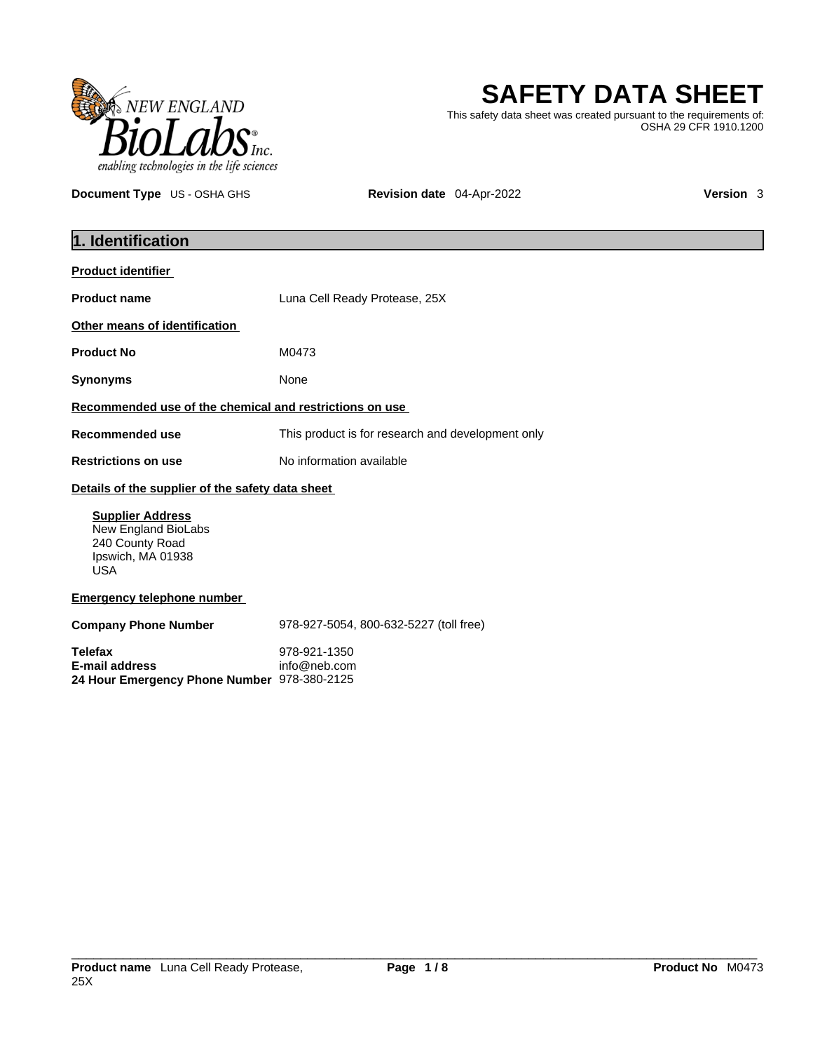NEW ENGLAND BioLabs Inc.
enabling technologies in the life sciences

# SAFETY DATA SHEET

This safety data sheet was created pursuant to the requirements of: OSHA 29 CFR 1910.1200

**Document Type** US - OSHA GHS **Revision date** 04-Apr-2022 **Version** 3

## 1. Identification

**Product identifier**

**Product name** Luna Cell Ready Protease, 25X

**Other means of identification**

**Product No** M0473

**Synonyms** None

**Recommended use of the chemical and restrictions on use**

**Recommended use** This product is for research and development only

**Restrictions on use** No information available

**Details of the supplier of the safety data sheet**

**Supplier Address**
New England BioLabs
240 County Road
Ipswich, MA 01938
USA

**Emergency telephone number**

**Company Phone Number** 978-927-5054, 800-632-5227 (toll free)

**Telefax** 978-921-1350
**E-mail address** info@neb.com
**24 Hour Emergency Phone Number** 978-380-2125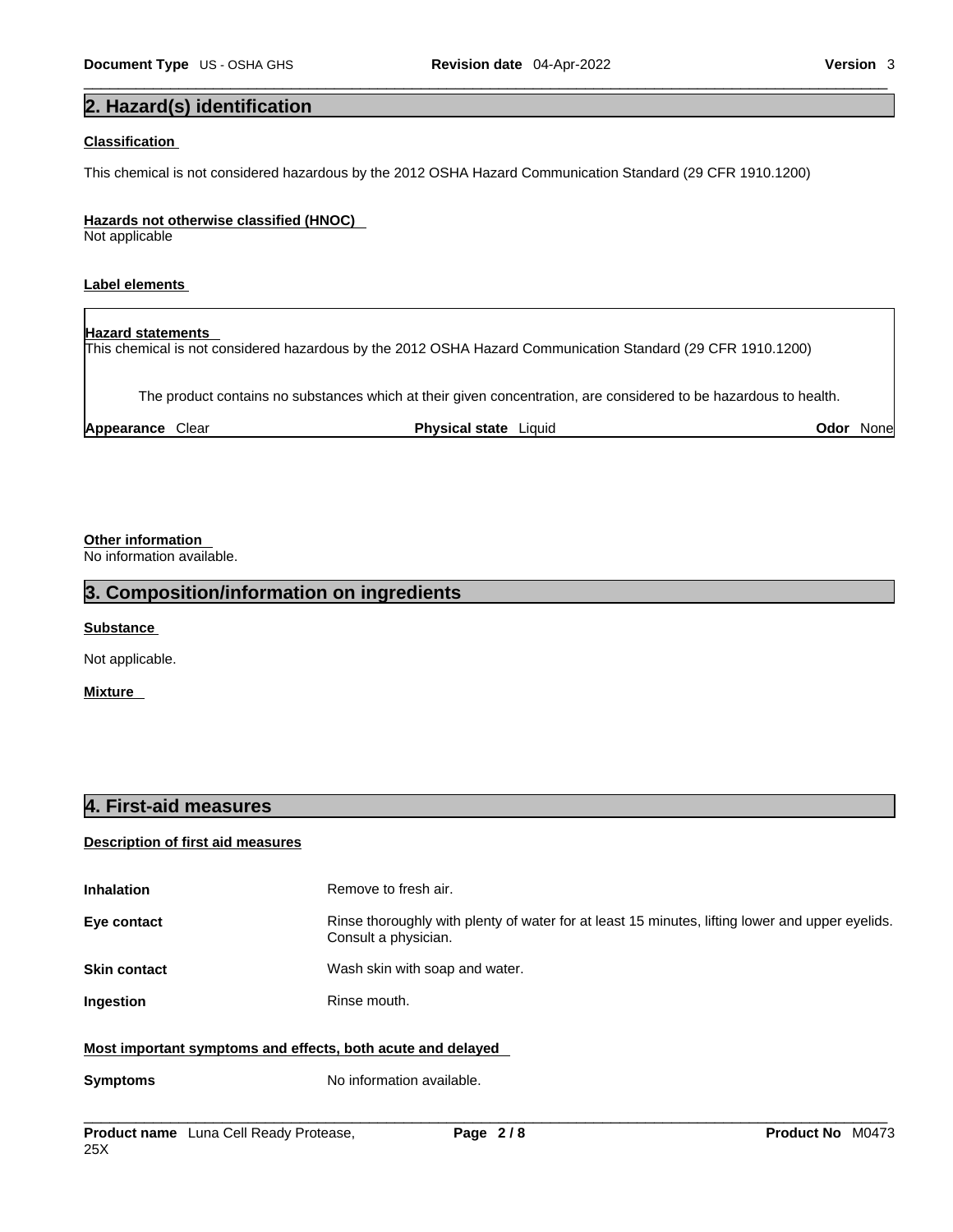## 2. Hazard(s) identification

**Classification**

This chemical is not considered hazardous by the 2012 OSHA Hazard Communication Standard (29 CFR 1910.1200)

**Hazards not otherwise classified (HNOC)**

Not applicable

**Label elements**

**Hazard statements**

This chemical is not considered hazardous by the 2012 OSHA Hazard Communication Standard (29 CFR 1910.1200)

The product contains no substances which at their given concentration, are considered to be hazardous to health.

| **Appearance** Clear | **Physical state** Liquid | **Odor** None |
|---|---|---|

**Other information**

No information available.

## 3. Composition/information on ingredients

**Substance**

Not applicable.

**Mixture**

## 4. First-aid measures

**Description of first aid measures**

| | |
|---|---|
| **Inhalation** | Remove to fresh air. |
| **Eye contact** | Rinse thoroughly with plenty of water for at least 15 minutes, lifting lower and upper eyelids. Consult a physician. |
| **Skin contact** | Wash skin with soap and water. |
| **Ingestion** | Rinse mouth. |

**Most important symptoms and effects, both acute and delayed**

| | |
|---|---|
| **Symptoms** | No information available. |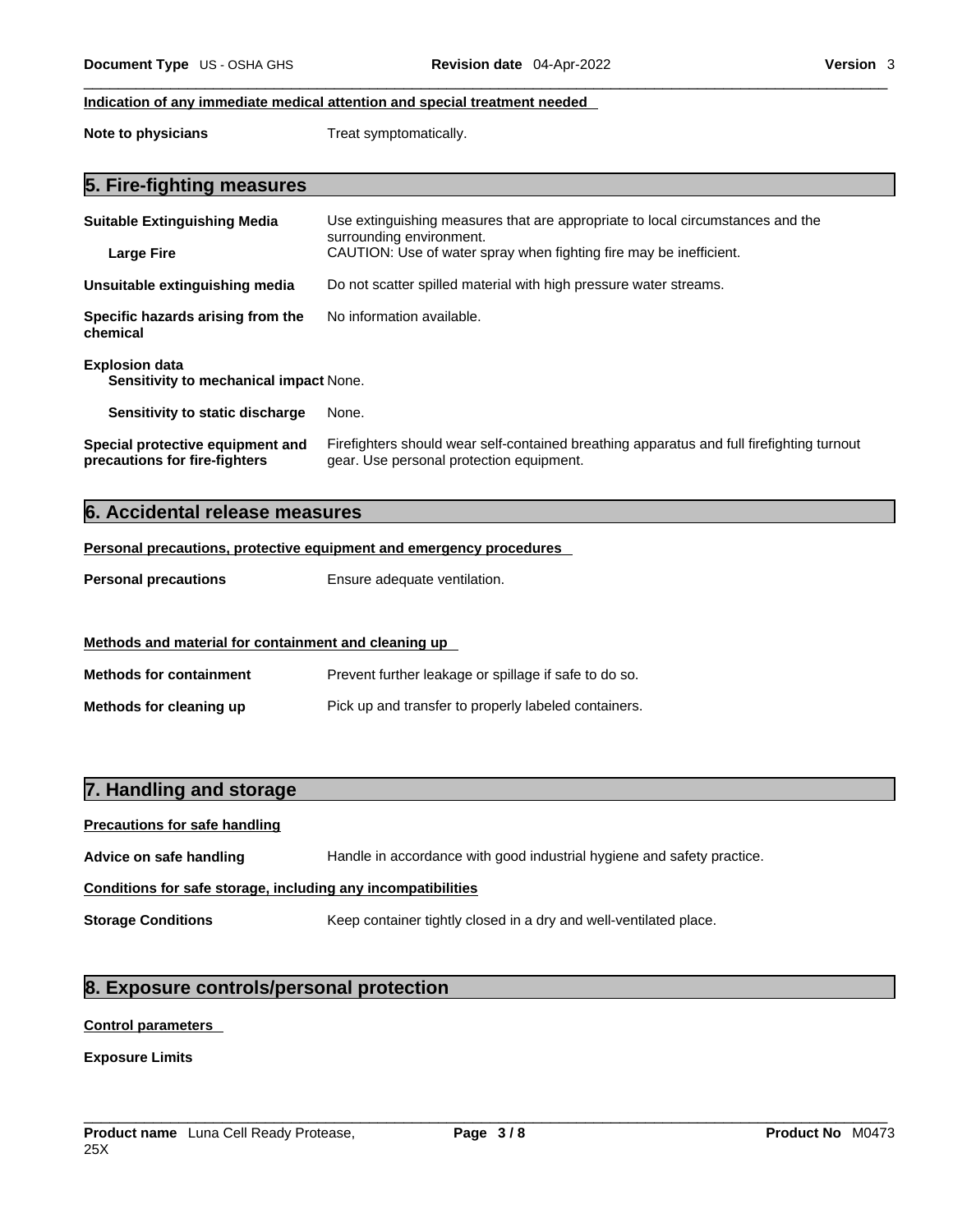**Indication of any immediate medical attention and special treatment needed**

| | |
|---|---|
| **Note to physicians** | Treat symptomatically. |

## 5. Fire-fighting measures

| | |
|---|---|
| **Suitable Extinguishing Media** | Use extinguishing measures that are appropriate to local circumstances and the surrounding environment. |
| **Large Fire** | CAUTION: Use of water spray when fighting fire may be inefficient. |
| **Unsuitable extinguishing media** | Do not scatter spilled material with high pressure water streams. |
| **Specific hazards arising from the chemical** | No information available. |

**Explosion data**

| | |
|---|---|
| **Sensitivity to mechanical impact** | None. |
| **Sensitivity to static discharge** | None. |
| **Special protective equipment and precautions for fire-fighters** | Firefighters should wear self-contained breathing apparatus and full firefighting turnout gear. Use personal protection equipment. |

## 6. Accidental release measures

**Personal precautions, protective equipment and emergency procedures**

| | |
|---|---|
| **Personal precautions** | Ensure adequate ventilation. |

**Methods and material for containment and cleaning up**

| | |
|---|---|
| **Methods for containment** | Prevent further leakage or spillage if safe to do so. |
| **Methods for cleaning up** | Pick up and transfer to properly labeled containers. |

## 7. Handling and storage

**Precautions for safe handling**

| | |
|---|---|
| **Advice on safe handling** | Handle in accordance with good industrial hygiene and safety practice. |

**Conditions for safe storage, including any incompatibilities**

| | |
|---|---|
| **Storage Conditions** | Keep container tightly closed in a dry and well-ventilated place. |

## 8. Exposure controls/personal protection

**Control parameters**

**Exposure Limits**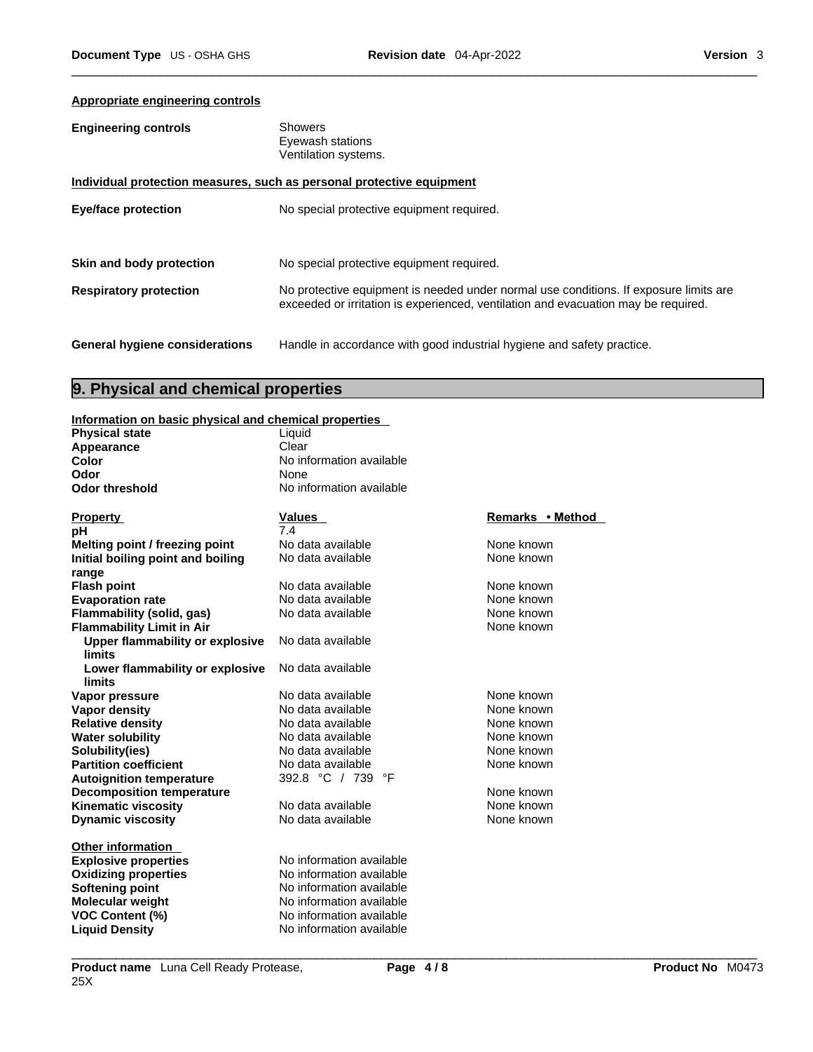**Appropriate engineering controls**

| | |
|---|---|
| **Engineering controls** | Showers<br>Eyewash stations<br>Ventilation systems. |

**Individual protection measures, such as personal protective equipment**

| | |
|---|---|
| **Eye/face protection** | No special protective equipment required. |
| **Skin and body protection** | No special protective equipment required. |
| **Respiratory protection** | No protective equipment is needed under normal use conditions. If exposure limits are exceeded or irritation is experienced, ventilation and evacuation may be required. |
| **General hygiene considerations** | Handle in accordance with good industrial hygiene and safety practice. |

## 9. Physical and chemical properties

**Information on basic physical and chemical properties**

| | |
|---|---|
| **Physical state** | Liquid |
| **Appearance** | Clear |
| **Color** | No information available |
| **Odor** | None |
| **Odor threshold** | No information available |

| **Property** | **Values** | **Remarks • Method** |
|---|---|---|
| **pH** | 7.4 | |
| **Melting point / freezing point** | No data available | None known |
| **Initial boiling point and boiling range** | No data available | None known |
| **Flash point** | No data available | None known |
| **Evaporation rate** | No data available | None known |
| **Flammability (solid, gas)** | No data available | None known |
| **Flammability Limit in Air** | | None known |
| **Upper flammability or explosive limits** | No data available | |
| **Lower flammability or explosive limits** | No data available | |
| **Vapor pressure** | No data available | None known |
| **Vapor density** | No data available | None known |
| **Relative density** | No data available | None known |
| **Water solubility** | No data available | None known |
| **Solubility(ies)** | No data available | None known |
| **Partition coefficient** | No data available | None known |
| **Autoignition temperature** | 392.8 °C / 739 °F | |
| **Decomposition temperature** | | None known |
| **Kinematic viscosity** | No data available | None known |
| **Dynamic viscosity** | No data available | None known |

**Other information**

| | |
|---|---|
| **Explosive properties** | No information available |
| **Oxidizing properties** | No information available |
| **Softening point** | No information available |
| **Molecular weight** | No information available |
| **VOC Content (%)** | No information available |
| **Liquid Density** | No information available |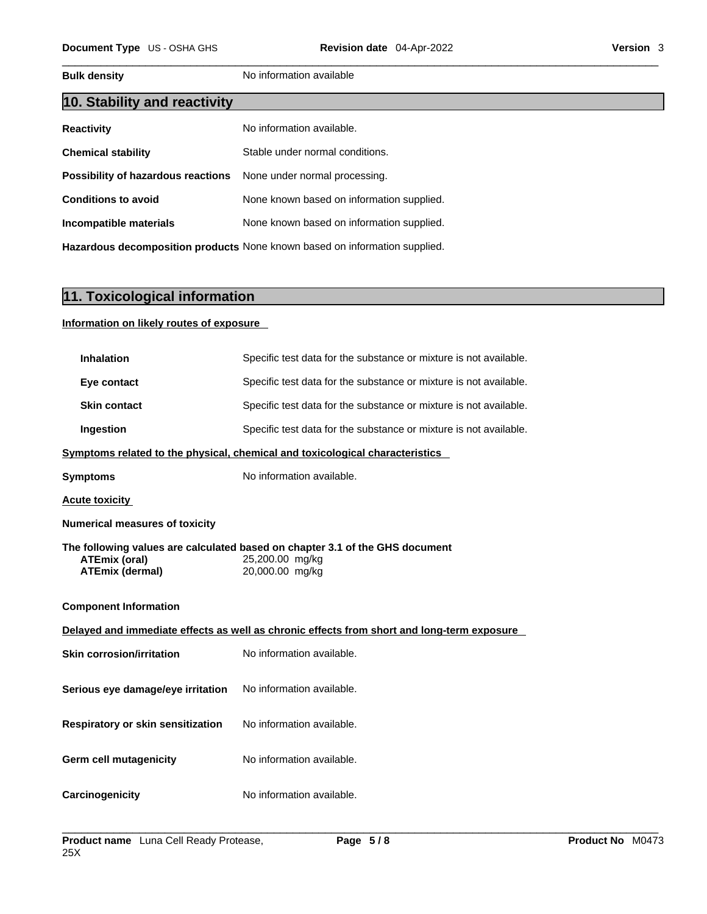**Bulk density** No information available

## 10. Stability and reactivity

| | |
|---|---|
| **Reactivity** | No information available. |
| **Chemical stability** | Stable under normal conditions. |
| **Possibility of hazardous reactions** | None under normal processing. |
| **Conditions to avoid** | None known based on information supplied. |
| **Incompatible materials** | None known based on information supplied. |
| **Hazardous decomposition products** | None known based on information supplied. |

## 11. Toxicological information

**Information on likely routes of exposure**

| | |
|---|---|
| **Inhalation** | Specific test data for the substance or mixture is not available. |
| **Eye contact** | Specific test data for the substance or mixture is not available. |
| **Skin contact** | Specific test data for the substance or mixture is not available. |
| **Ingestion** | Specific test data for the substance or mixture is not available. |

**Symptoms related to the physical, chemical and toxicological characteristics**

**Symptoms** No information available.

**Acute toxicity**

**Numerical measures of toxicity**

**The following values are calculated based on chapter 3.1 of the GHS document**

| | |
|---|---|
| **ATEmix (oral)** | 25,200.00 mg/kg |
| **ATEmix (dermal)** | 20,000.00 mg/kg |

**Component Information**

**Delayed and immediate effects as well as chronic effects from short and long-term exposure**

| | |
|---|---|
| **Skin corrosion/irritation** | No information available. |
| **Serious eye damage/eye irritation** | No information available. |
| **Respiratory or skin sensitization** | No information available. |
| **Germ cell mutagenicity** | No information available. |
| **Carcinogenicity** | No information available. |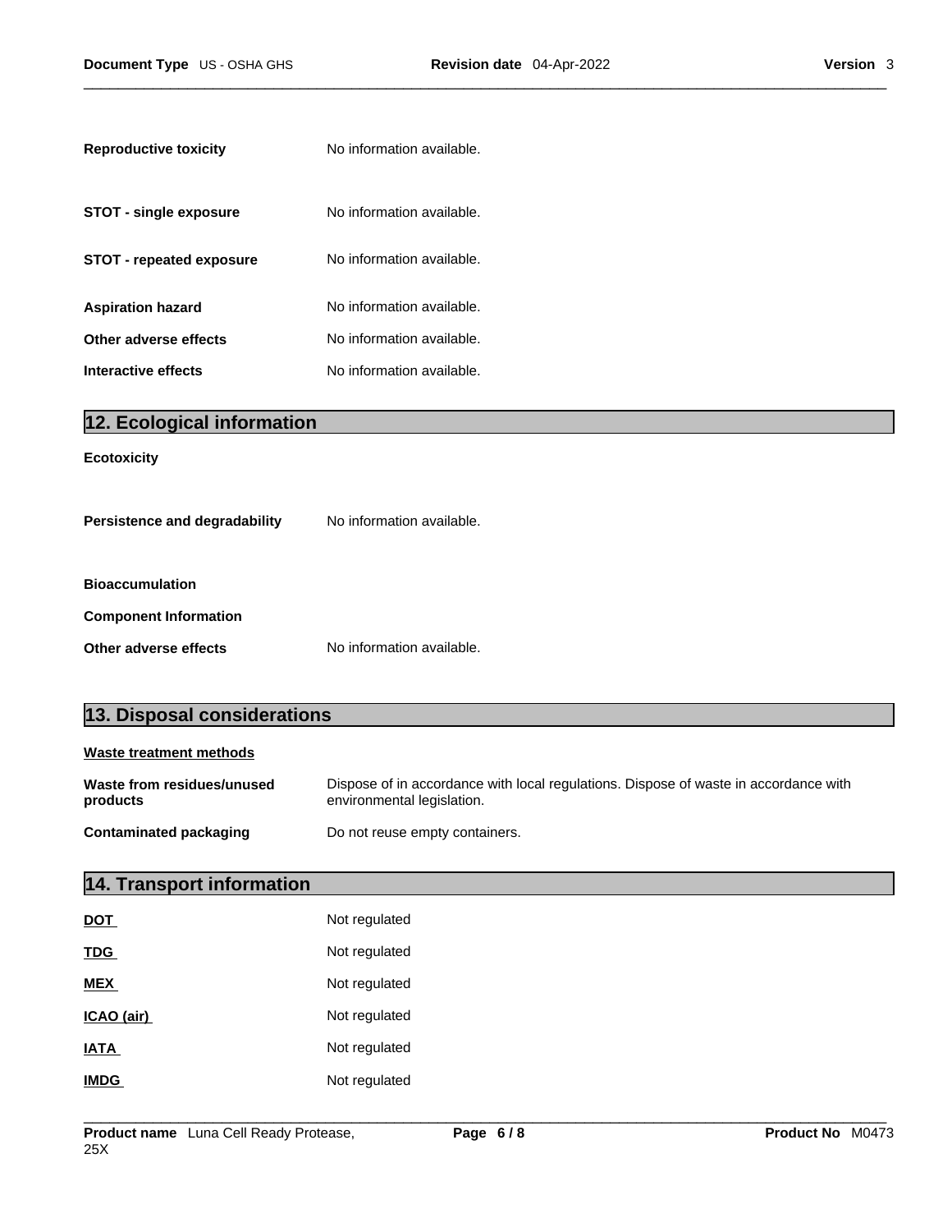**Reproductive toxicity** No information available.

**STOT - single exposure** No information available.

**STOT - repeated exposure** No information available.

**Aspiration hazard** No information available.

**Other adverse effects** No information available.

**Interactive effects** No information available.

## 12. Ecological information

**Ecotoxicity**

**Persistence and degradability** No information available.

**Bioaccumulation**

**Component Information**

**Other adverse effects** No information available.

## 13. Disposal considerations

**Waste treatment methods**

**Waste from residues/unused products** Dispose of in accordance with local regulations. Dispose of waste in accordance with environmental legislation.

**Contaminated packaging** Do not reuse empty containers.

## 14. Transport information

| | |
|---|---|
| **DOT** | Not regulated |
| **TDG** | Not regulated |
| **MEX** | Not regulated |
| **ICAO (air)** | Not regulated |
| **IATA** | Not regulated |
| **IMDG** | Not regulated |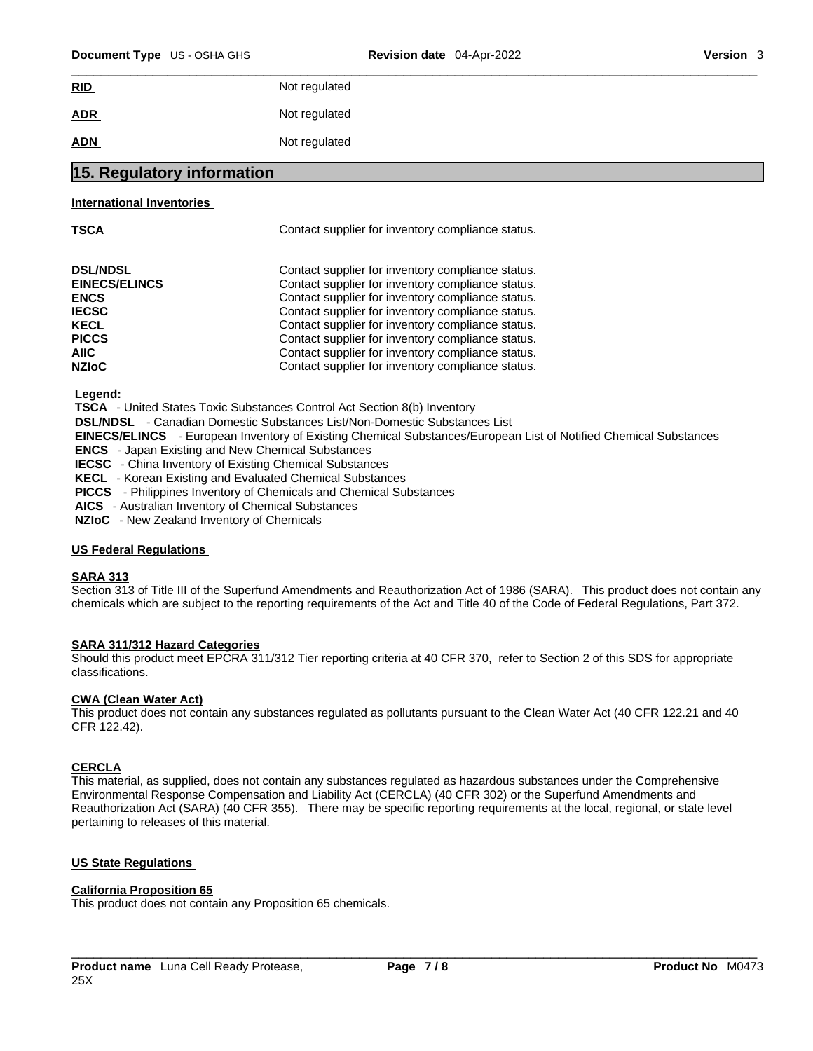| | |
|---|---|
| **RID** | Not regulated |
| **ADR** | Not regulated |
| **ADN** | Not regulated |

## 15. Regulatory information

**International Inventories**

| | |
|---|---|
| **TSCA** | Contact supplier for inventory compliance status. |
| **DSL/NDSL** | Contact supplier for inventory compliance status. |
| **EINECS/ELINCS** | Contact supplier for inventory compliance status. |
| **ENCS** | Contact supplier for inventory compliance status. |
| **IECSC** | Contact supplier for inventory compliance status. |
| **KECL** | Contact supplier for inventory compliance status. |
| **PICCS** | Contact supplier for inventory compliance status. |
| **AIIC** | Contact supplier for inventory compliance status. |
| **NZIoC** | Contact supplier for inventory compliance status. |

**Legend:**

**TSCA** - United States Toxic Substances Control Act Section 8(b) Inventory
**DSL/NDSL** - Canadian Domestic Substances List/Non-Domestic Substances List
**EINECS/ELINCS** - European Inventory of Existing Chemical Substances/European List of Notified Chemical Substances
**ENCS** - Japan Existing and New Chemical Substances
**IECSC** - China Inventory of Existing Chemical Substances
**KECL** - Korean Existing and Evaluated Chemical Substances
**PICCS** - Philippines Inventory of Chemicals and Chemical Substances
**AICS** - Australian Inventory of Chemical Substances
**NZIoC** - New Zealand Inventory of Chemicals

**US Federal Regulations**

**SARA 313**
Section 313 of Title III of the Superfund Amendments and Reauthorization Act of 1986 (SARA). This product does not contain any chemicals which are subject to the reporting requirements of the Act and Title 40 of the Code of Federal Regulations, Part 372.

**SARA 311/312 Hazard Categories**
Should this product meet EPCRA 311/312 Tier reporting criteria at 40 CFR 370, refer to Section 2 of this SDS for appropriate classifications.

**CWA (Clean Water Act)**
This product does not contain any substances regulated as pollutants pursuant to the Clean Water Act (40 CFR 122.21 and 40 CFR 122.42).

**CERCLA**
This material, as supplied, does not contain any substances regulated as hazardous substances under the Comprehensive Environmental Response Compensation and Liability Act (CERCLA) (40 CFR 302) or the Superfund Amendments and Reauthorization Act (SARA) (40 CFR 355). There may be specific reporting requirements at the local, regional, or state level pertaining to releases of this material.

**US State Regulations**

**California Proposition 65**
This product does not contain any Proposition 65 chemicals.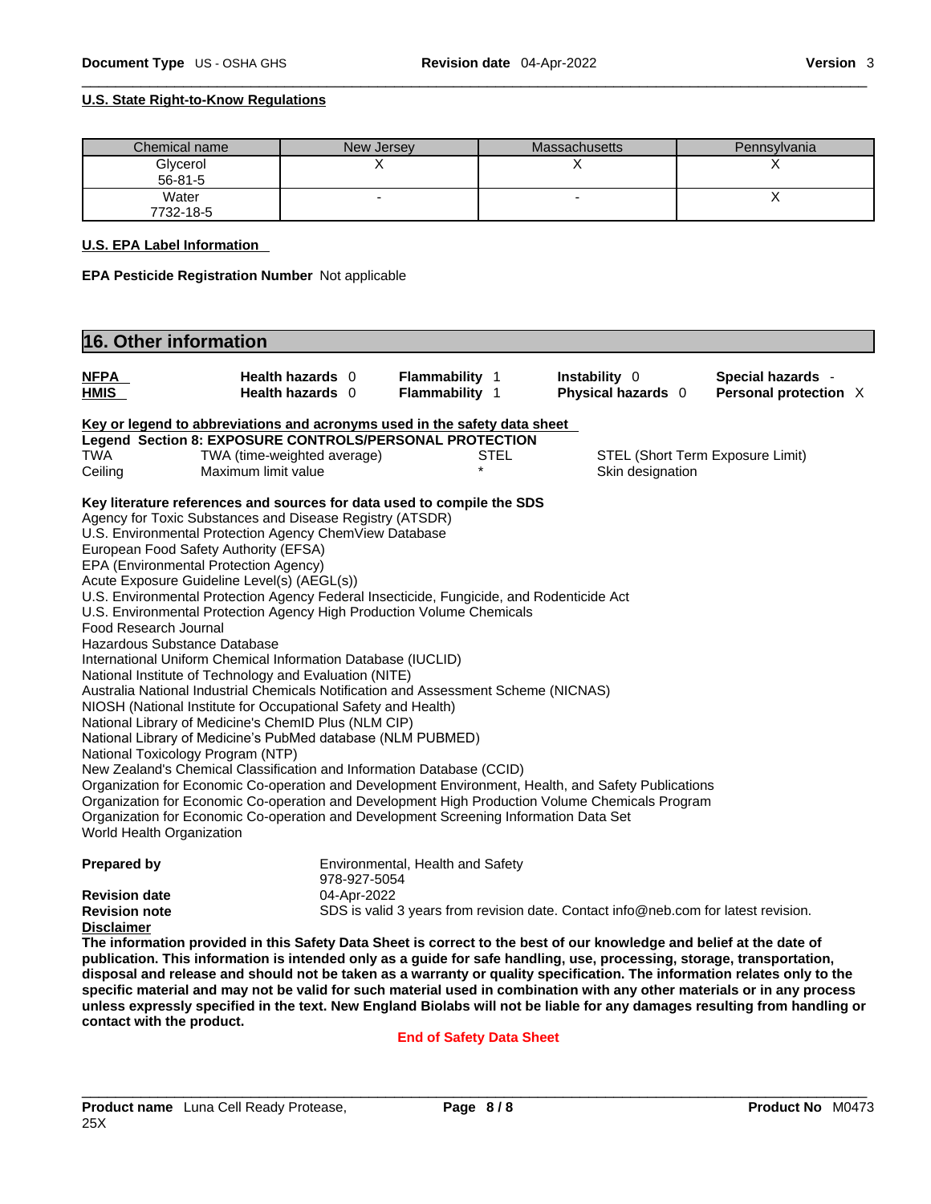**U.S. State Right-to-Know Regulations**

| Chemical name | New Jersey | Massachusetts | Pennsylvania |
|---|---|---|---|
| Glycerol<br>56-81-5 | X | X | X |
| Water<br>7732-18-5 | - | - | X |

**U.S. EPA Label Information**

**EPA Pesticide Registration Number** Not applicable

## 16. Other information

| | | | | |
|---|---|---|---|---|
| **NFPA** | **Health hazards** 0 | **Flammability** 1 | **Instability** 0 | **Special hazards** - |
| **HMIS** | **Health hazards** 0 | **Flammability** 1 | **Physical hazards** 0 | **Personal protection** X |

**Key or legend to abbreviations and acronyms used in the safety data sheet**

**Legend Section 8: EXPOSURE CONTROLS/PERSONAL PROTECTION**

| | | | |
|---|---|---|---|
| TWA | TWA (time-weighted average) | STEL | STEL (Short Term Exposure Limit) |
| Ceiling | Maximum limit value | * | Skin designation |

**Key literature references and sources for data used to compile the SDS**

Agency for Toxic Substances and Disease Registry (ATSDR)
U.S. Environmental Protection Agency ChemView Database
European Food Safety Authority (EFSA)
EPA (Environmental Protection Agency)
Acute Exposure Guideline Level(s) (AEGL(s))
U.S. Environmental Protection Agency Federal Insecticide, Fungicide, and Rodenticide Act
U.S. Environmental Protection Agency High Production Volume Chemicals
Food Research Journal
Hazardous Substance Database
International Uniform Chemical Information Database (IUCLID)
National Institute of Technology and Evaluation (NITE)
Australia National Industrial Chemicals Notification and Assessment Scheme (NICNAS)
NIOSH (National Institute for Occupational Safety and Health)
National Library of Medicine's ChemID Plus (NLM CIP)
National Library of Medicine's PubMed database (NLM PUBMED)
National Toxicology Program (NTP)
New Zealand's Chemical Classification and Information Database (CCID)
Organization for Economic Co-operation and Development Environment, Health, and Safety Publications
Organization for Economic Co-operation and Development High Production Volume Chemicals Program
Organization for Economic Co-operation and Development Screening Information Data Set
World Health Organization

**Prepared by** Environmental, Health and Safety
978-927-5054

**Revision date** 04-Apr-2022

**Revision note** SDS is valid 3 years from revision date. Contact info@neb.com for latest revision.

**Disclaimer**

**The information provided in this Safety Data Sheet is correct to the best of our knowledge and belief at the date of publication. This information is intended only as a guide for safe handling, use, processing, storage, transportation, disposal and release and should not be taken as a warranty or quality specification. The information relates only to the specific material and may not be valid for such material used in combination with any other materials or in any process unless expressly specified in the text. New England Biolabs will not be liable for any damages resulting from handling or contact with the product.**

**End of Safety Data Sheet**